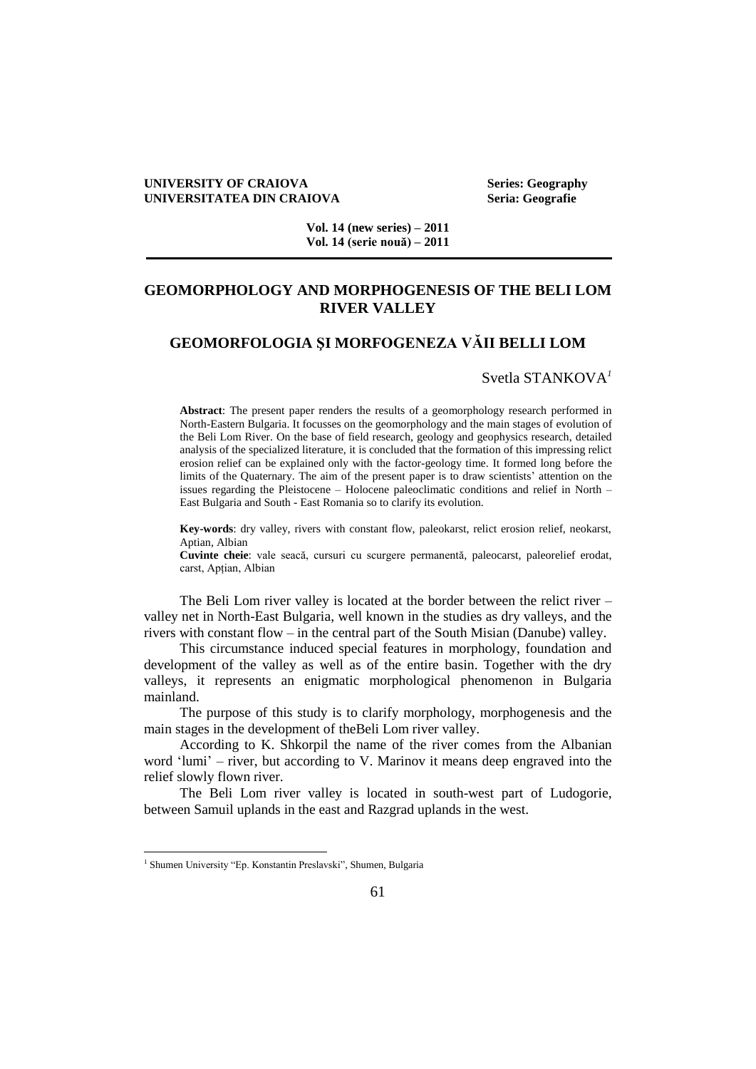**UNIVERSITY OF CRAIOVA** **Series: Geography**
**UNIVERSITATEA DIN CRAIOVA** **Seria: Geografie**

**Vol. 14 (new series) – 2011**
**Vol. 14 (serie nouă) – 2011**

# GEOMORPHOLOGY AND MORPHOGENESIS OF THE BELI LOM RIVER VALLEY

# GEOMORFOLOGIA ŞI MORFOGENEZA VĂII BELLI LOM

Svetla STANKOVA[1]

**Abstract**: The present paper renders the results of a geomorphology research performed in North-Eastern Bulgaria. It focusses on the geomorphology and the main stages of evolution of the Beli Lom River. On the base of field research, geology and geophysics research, detailed analysis of the specialized literature, it is concluded that the formation of this impressing relict erosion relief can be explained only with the factor-geology time. It formed long before the limits of the Quaternary. The aim of the present paper is to draw scientists' attention on the issues regarding the Pleistocene – Holocene paleoclimatic conditions and relief in North – East Bulgaria and South - East Romania so to clarify its evolution.

**Key-words**: dry valley, rivers with constant flow, paleokarst, relict erosion relief, neokarst, Aptian, Albian

**Cuvinte cheie**: vale seacă, cursuri cu scurgere permanentă, paleocarst, paleorelief erodat, carst, Apţian, Albian

The Beli Lom river valley is located at the border between the relict river – valley net in North-East Bulgaria, well known in the studies as dry valleys, and the rivers with constant flow – in the central part of the South Misian (Danube) valley.

This circumstance induced special features in morphology, foundation and development of the valley as well as of the entire basin. Together with the dry valleys, it represents an enigmatic morphological phenomenon in Bulgaria mainland.

The purpose of this study is to clarify morphology, morphogenesis and the main stages in the development of theBeli Lom river valley.

According to K. Shkorpil the name of the river comes from the Albanian word 'lumi' – river, but according to V. Marinov it means deep engraved into the relief slowly flown river.

The Beli Lom river valley is located in south-west part of Ludogorie, between Samuil uplands in the east and Razgrad uplands in the west.

---

[1] Shumen University "Ep. Konstantin Preslavski", Shumen, Bulgaria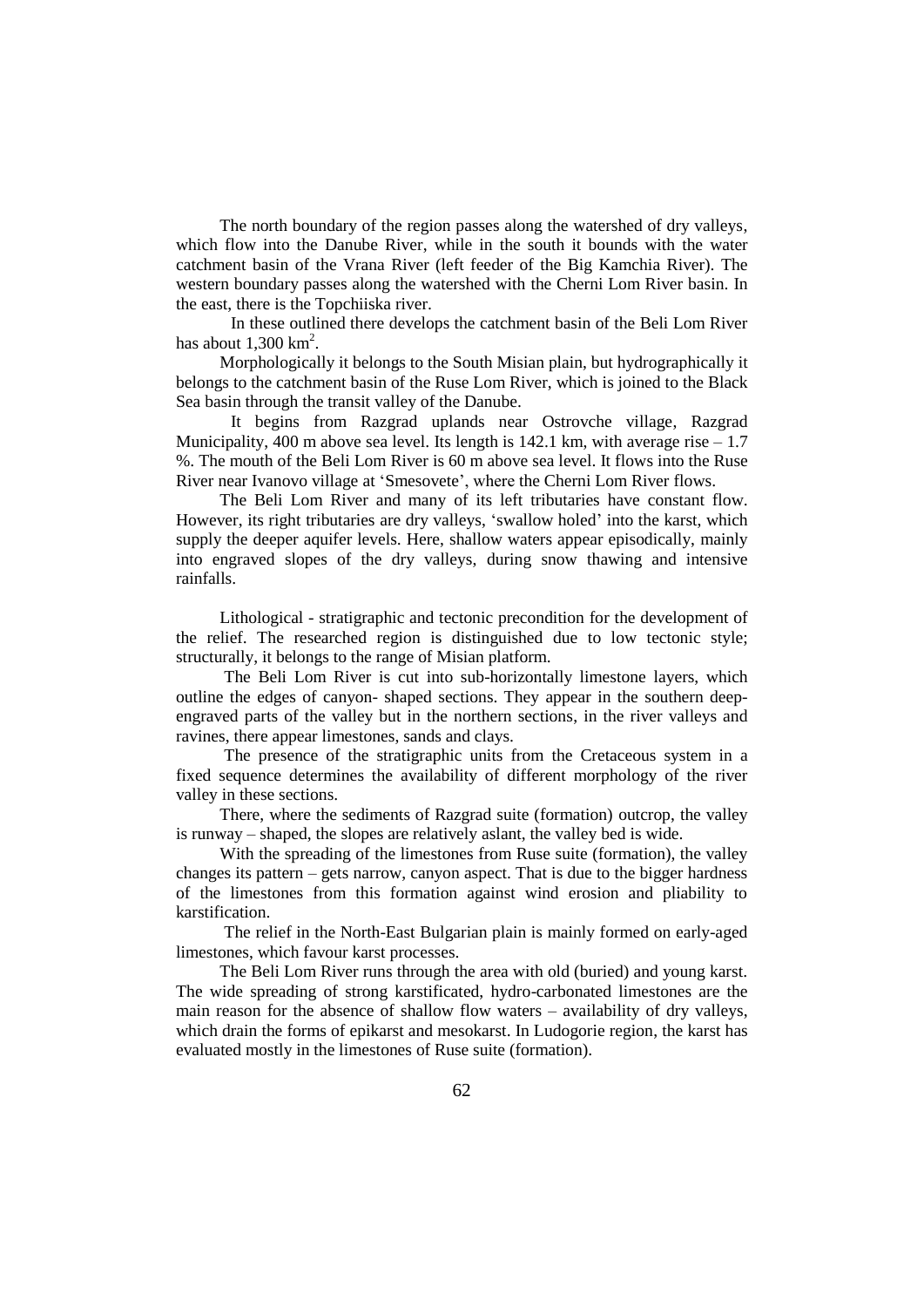The north boundary of the region passes along the watershed of dry valleys, which flow into the Danube River, while in the south it bounds with the water catchment basin of the Vrana River (left feeder of the Big Kamchia River). The western boundary passes along the watershed with the Cherni Lom River basin. In the east, there is the Topchiiska river.

In these outlined there develops the catchment basin of the Beli Lom River has about 1,300 km$^2$.

Morphologically it belongs to the South Misian plain, but hydrographically it belongs to the catchment basin of the Ruse Lom River, which is joined to the Black Sea basin through the transit valley of the Danube.

It begins from Razgrad uplands near Ostrovche village, Razgrad Municipality, 400 m above sea level. Its length is 142.1 km, with average rise – 1.7 %. The mouth of the Beli Lom River is 60 m above sea level. It flows into the Ruse River near Ivanovo village at 'Smesovete', where the Cherni Lom River flows.

The Beli Lom River and many of its left tributaries have constant flow. However, its right tributaries are dry valleys, 'swallow holed' into the karst, which supply the deeper aquifer levels. Here, shallow waters appear episodically, mainly into engraved slopes of the dry valleys, during snow thawing and intensive rainfalls.

Lithological - stratigraphic and tectonic precondition for the development of the relief. The researched region is distinguished due to low tectonic style; structurally, it belongs to the range of Misian platform.

The Beli Lom River is cut into sub-horizontally limestone layers, which outline the edges of canyon- shaped sections. They appear in the southern deep-engraved parts of the valley but in the northern sections, in the river valleys and ravines, there appear limestones, sands and clays.

The presence of the stratigraphic units from the Cretaceous system in a fixed sequence determines the availability of different morphology of the river valley in these sections.

There, where the sediments of Razgrad suite (formation) outcrop, the valley is runway – shaped, the slopes are relatively aslant, the valley bed is wide.

With the spreading of the limestones from Ruse suite (formation), the valley changes its pattern – gets narrow, canyon aspect. That is due to the bigger hardness of the limestones from this formation against wind erosion and pliability to karstification.

The relief in the North-East Bulgarian plain is mainly formed on early-aged limestones, which favour karst processes.

The Beli Lom River runs through the area with old (buried) and young karst. The wide spreading of strong karstificated, hydro-carbonated limestones are the main reason for the absence of shallow flow waters – availability of dry valleys, which drain the forms of epikarst and mesokarst. In Ludogorie region, the karst has evaluated mostly in the limestones of Ruse suite (formation).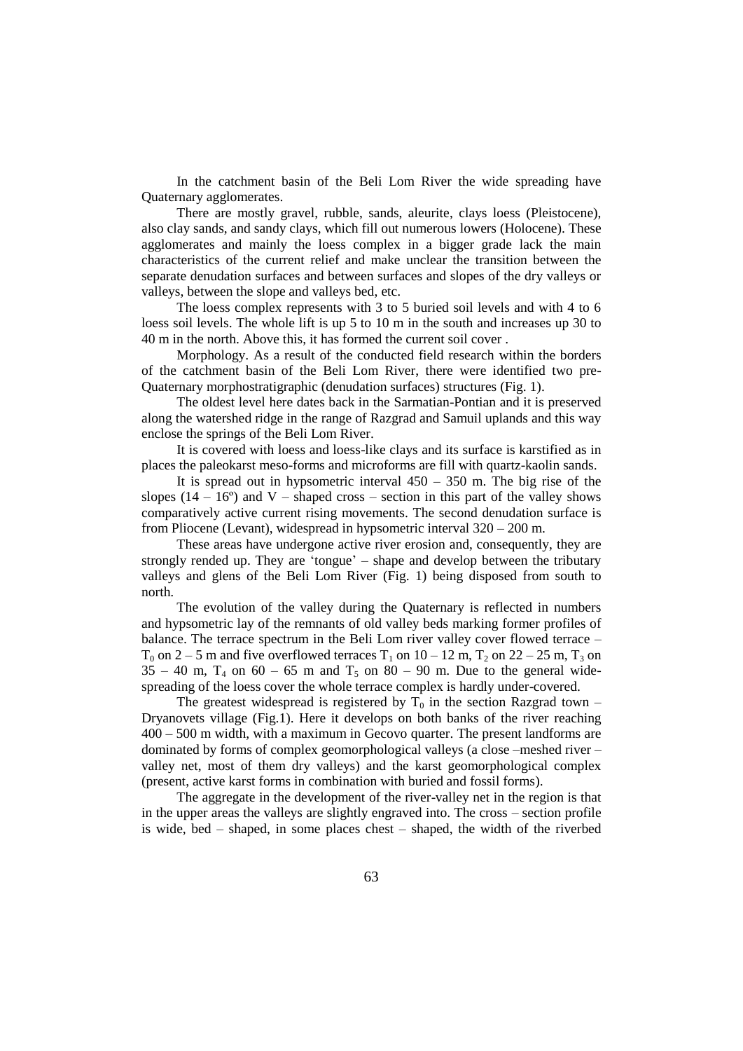In the catchment basin of the Beli Lom River the wide spreading have Quaternary agglomerates.

There are mostly gravel, rubble, sands, aleurite, clays loess (Pleistocene), also clay sands, and sandy clays, which fill out numerous lowers (Holocene). These agglomerates and mainly the loess complex in a bigger grade lack the main characteristics of the current relief and make unclear the transition between the separate denudation surfaces and between surfaces and slopes of the dry valleys or valleys, between the slope and valleys bed, etc.

The loess complex represents with 3 to 5 buried soil levels and with 4 to 6 loess soil levels. The whole lift is up 5 to 10 m in the south and increases up 30 to 40 m in the north. Above this, it has formed the current soil cover .

Morphology. As a result of the conducted field research within the borders of the catchment basin of the Beli Lom River, there were identified two pre-Quaternary morphostratigraphic (denudation surfaces) structures (Fig. 1).

The oldest level here dates back in the Sarmatian-Pontian and it is preserved along the watershed ridge in the range of Razgrad and Samuil uplands and this way enclose the springs of the Beli Lom River.

It is covered with loess and loess-like clays and its surface is karstified as in places the paleokarst meso-forms and microforms are fill with quartz-kaolin sands.

It is spread out in hypsometric interval 450 – 350 m. The big rise of the slopes (14 – 16º) and V – shaped cross – section in this part of the valley shows comparatively active current rising movements. The second denudation surface is from Pliocene (Levant), widespread in hypsometric interval 320 – 200 m.

These areas have undergone active river erosion and, consequently, they are strongly rended up. They are 'tongue' – shape and develop between the tributary valleys and glens of the Beli Lom River (Fig. 1) being disposed from south to north.

The evolution of the valley during the Quaternary is reflected in numbers and hypsometric lay of the remnants of old valley beds marking former profiles of balance. The terrace spectrum in the Beli Lom river valley cover flowed terrace – $T_0$ on 2 – 5 m and five overflowed terraces $T_1$ on 10 – 12 m, $T_2$ on 22 – 25 m, $T_3$ on 35 – 40 m, $T_4$ on 60 – 65 m and $T_5$ on 80 – 90 m. Due to the general wide-spreading of the loess cover the whole terrace complex is hardly under-covered.

The greatest widespread is registered by $T_0$ in the section Razgrad town – Dryanovets village (Fig.1). Here it develops on both banks of the river reaching 400 – 500 m width, with a maximum in Gecovo quarter. The present landforms are dominated by forms of complex geomorphological valleys (a close –meshed river – valley net, most of them dry valleys) and the karst geomorphological complex (present, active karst forms in combination with buried and fossil forms).

The aggregate in the development of the river-valley net in the region is that in the upper areas the valleys are slightly engraved into. The cross – section profile is wide, bed – shaped, in some places chest – shaped, the width of the riverbed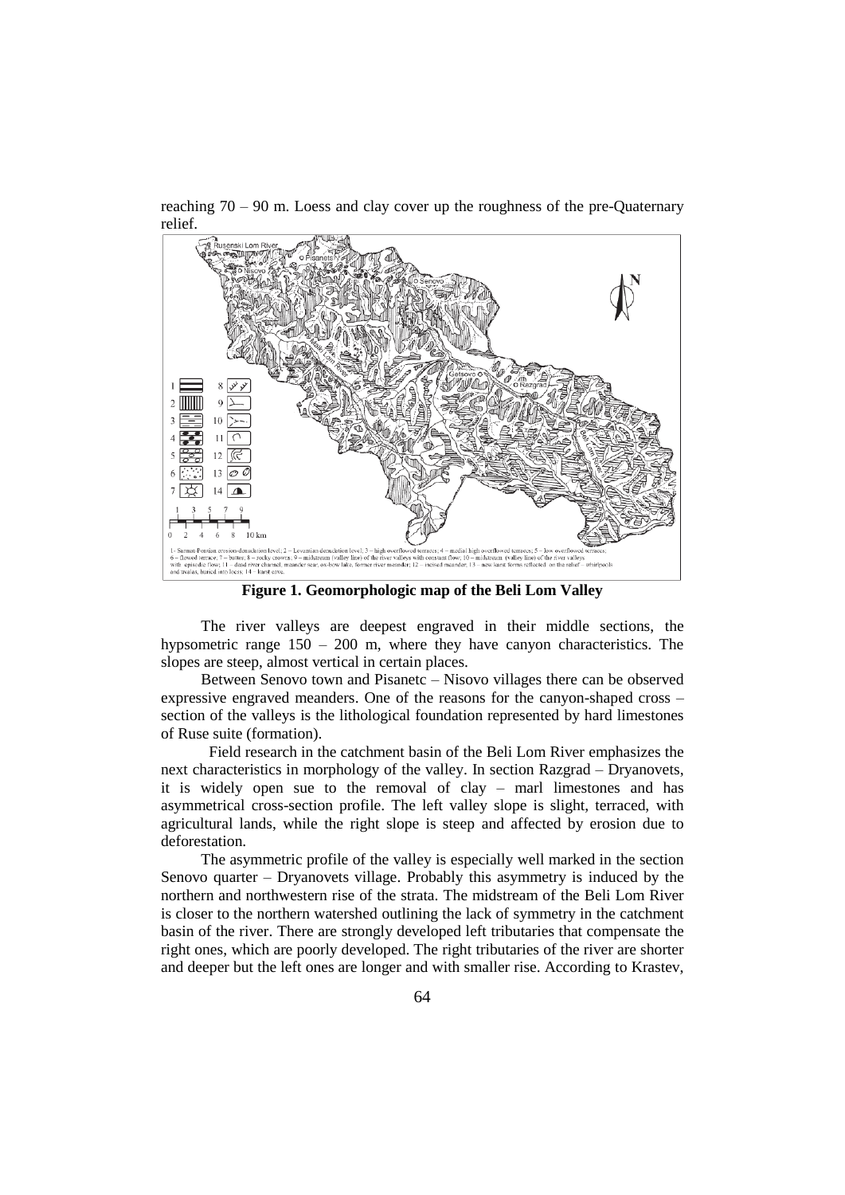reaching 70 – 90 m. Loess and clay cover up the roughness of the pre-Quaternary relief.

1- Sarmat-Pontian erosion-denudation level; 2 – Levantian denudation level; 3 – high overflowed terraces; 4 – medial high overflowed terraces; 5 – low overflowed terraces; 6 – flowed terrace; 7 – buttes; 8 – rocky crowns; 9 – midstream (valley line) of the river valleys with constant flow; 10 – midstream (valley line) of the river valleys with episodic flow; 11 – dead river channel, meander scar, ox-bow lake, former river meander; 12 – incised meander; 13 – new karst forms reflected on the relief – whirlpools and uvalas, buried into loess; 14 – karst cave.

**Figure 1. Geomorphologic map of the Beli Lom Valley**

The river valleys are deepest engraved in their middle sections, the hypsometric range 150 – 200 m, where they have canyon characteristics. The slopes are steep, almost vertical in certain places.

Between Senovo town and Pisanetc – Nisovo villages there can be observed expressive engraved meanders. One of the reasons for the canyon-shaped cross – section of the valleys is the lithological foundation represented by hard limestones of Ruse suite (formation).

Field research in the catchment basin of the Beli Lom River emphasizes the next characteristics in morphology of the valley. In section Razgrad – Dryanovets, it is widely open sue to the removal of clay – marl limestones and has asymmetrical cross-section profile. The left valley slope is slight, terraced, with agricultural lands, while the right slope is steep and affected by erosion due to deforestation.

The asymmetric profile of the valley is especially well marked in the section Senovo quarter – Dryanovets village. Probably this asymmetry is induced by the northern and northwestern rise of the strata. The midstream of the Beli Lom River is closer to the northern watershed outlining the lack of symmetry in the catchment basin of the river. There are strongly developed left tributaries that compensate the right ones, which are poorly developed. The right tributaries of the river are shorter and deeper but the left ones are longer and with smaller rise. According to Krastev,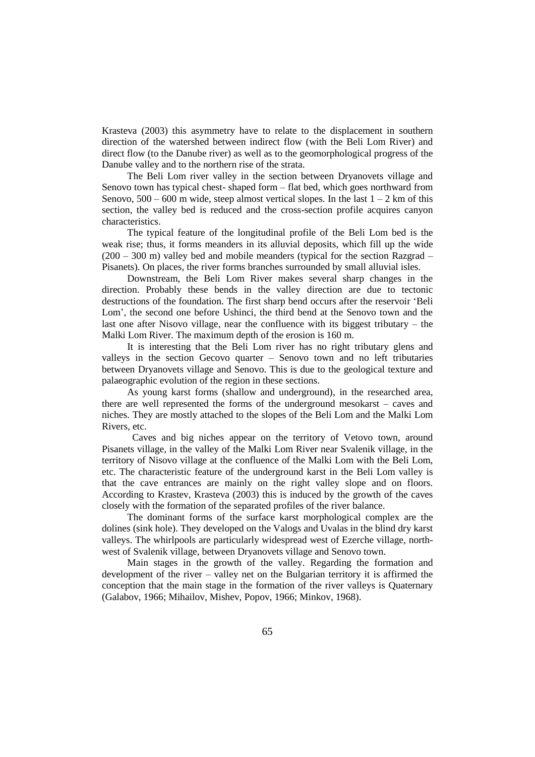Krasteva (2003) this asymmetry have to relate to the displacement in southern direction of the watershed between indirect flow (with the Beli Lom River) and direct flow (to the Danube river) as well as to the geomorphological progress of the Danube valley and to the northern rise of the strata.

The Beli Lom river valley in the section between Dryanovets village and Senovo town has typical chest- shaped form – flat bed, which goes northward from Senovo, 500 – 600 m wide, steep almost vertical slopes. In the last 1 – 2 km of this section, the valley bed is reduced and the cross-section profile acquires canyon characteristics.

The typical feature of the longitudinal profile of the Beli Lom bed is the weak rise; thus, it forms meanders in its alluvial deposits, which fill up the wide (200 – 300 m) valley bed and mobile meanders (typical for the section Razgrad – Pisanets). On places, the river forms branches surrounded by small alluvial isles.

Downstream, the Beli Lom River makes several sharp changes in the direction. Probably these bends in the valley direction are due to tectonic destructions of the foundation. The first sharp bend occurs after the reservoir 'Beli Lom', the second one before Ushinci, the third bend at the Senovo town and the last one after Nisovo village, near the confluence with its biggest tributary – the Malki Lom River. The maximum depth of the erosion is 160 m.

It is interesting that the Beli Lom river has no right tributary glens and valleys in the section Gecovo quarter – Senovo town and no left tributaries between Dryanovets village and Senovo. This is due to the geological texture and palaeographic evolution of the region in these sections.

As young karst forms (shallow and underground), in the researched area, there are well represented the forms of the underground mesokarst – caves and niches. They are mostly attached to the slopes of the Beli Lom and the Malki Lom Rivers, etc.

Caves and big niches appear on the territory of Vetovo town, around Pisanets village, in the valley of the Malki Lom River near Svalenik village, in the territory of Nisovo village at the confluence of the Malki Lom with the Beli Lom, etc. The characteristic feature of the underground karst in the Beli Lom valley is that the cave entrances are mainly on the right valley slope and on floors. According to Krastev, Krasteva (2003) this is induced by the growth of the caves closely with the formation of the separated profiles of the river balance.

The dominant forms of the surface karst morphological complex are the dolines (sink hole). They developed on the Valogs and Uvalas in the blind dry karst valleys. The whirlpools are particularly widespread west of Ezerche village, north-west of Svalenik village, between Dryanovets village and Senovo town.

Main stages in the growth of the valley. Regarding the formation and development of the river – valley net on the Bulgarian territory it is affirmed the conception that the main stage in the formation of the river valleys is Quaternary (Galabov, 1966; Mihailov, Mishev, Popov, 1966; Minkov, 1968).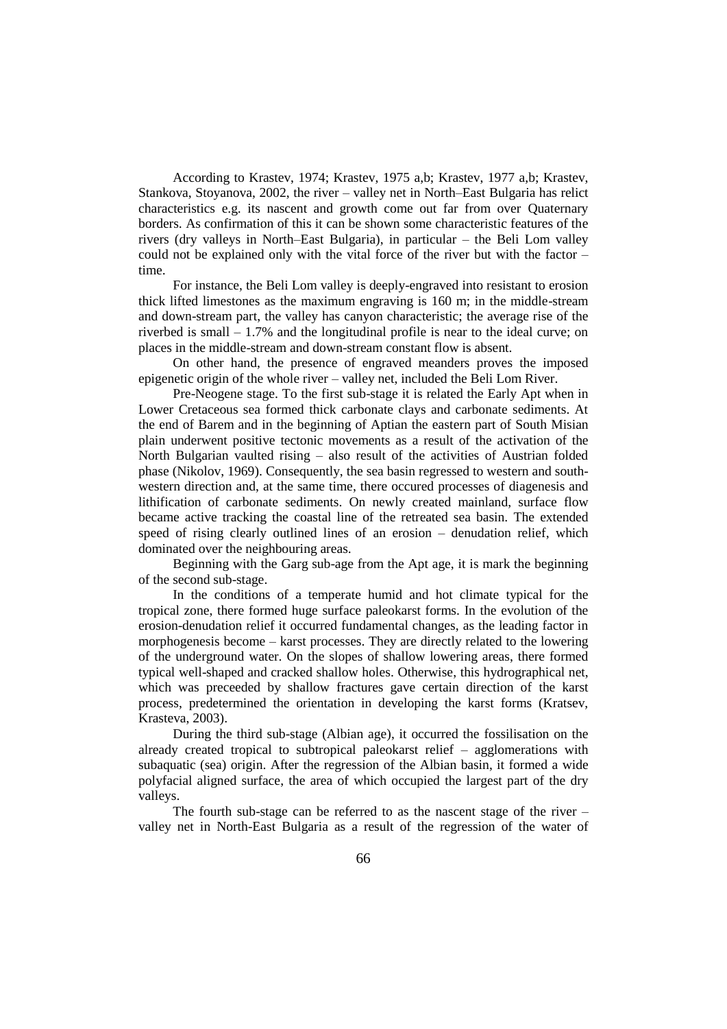According to Krastev, 1974; Krastev, 1975 a,b; Krastev, 1977 a,b; Krastev, Stankova, Stoyanova, 2002, the river – valley net in North–East Bulgaria has relict characteristics e.g. its nascent and growth come out far from over Quaternary borders. As confirmation of this it can be shown some characteristic features of the rivers (dry valleys in North–East Bulgaria), in particular – the Beli Lom valley could not be explained only with the vital force of the river but with the factor – time.

For instance, the Beli Lom valley is deeply-engraved into resistant to erosion thick lifted limestones as the maximum engraving is 160 m; in the middle-stream and down-stream part, the valley has canyon characteristic; the average rise of the riverbed is small – 1.7% and the longitudinal profile is near to the ideal curve; on places in the middle-stream and down-stream constant flow is absent.

On other hand, the presence of engraved meanders proves the imposed epigenetic origin of the whole river – valley net, included the Beli Lom River.

Pre-Neogene stage. To the first sub-stage it is related the Early Apt when in Lower Cretaceous sea formed thick carbonate clays and carbonate sediments. At the end of Barem and in the beginning of Aptian the eastern part of South Misian plain underwent positive tectonic movements as a result of the activation of the North Bulgarian vaulted rising – also result of the activities of Austrian folded phase (Nikolov, 1969). Consequently, the sea basin regressed to western and south-western direction and, at the same time, there occured processes of diagenesis and lithification of carbonate sediments. On newly created mainland, surface flow became active tracking the coastal line of the retreated sea basin. The extended speed of rising clearly outlined lines of an erosion – denudation relief, which dominated over the neighbouring areas.

Beginning with the Garg sub-age from the Apt age, it is mark the beginning of the second sub-stage.

In the conditions of a temperate humid and hot climate typical for the tropical zone, there formed huge surface paleokarst forms. In the evolution of the erosion-denudation relief it occurred fundamental changes, as the leading factor in morphogenesis become – karst processes. They are directly related to the lowering of the underground water. On the slopes of shallow lowering areas, there formed typical well-shaped and cracked shallow holes. Otherwise, this hydrographical net, which was preceeded by shallow fractures gave certain direction of the karst process, predetermined the orientation in developing the karst forms (Kratsev, Krasteva, 2003).

During the third sub-stage (Albian age), it occurred the fossilisation on the already created tropical to subtropical paleokarst relief – agglomerations with subaquatic (sea) origin. After the regression of the Albian basin, it formed a wide polyfacial aligned surface, the area of which occupied the largest part of the dry valleys.

The fourth sub-stage can be referred to as the nascent stage of the river – valley net in North-East Bulgaria as a result of the regression of the water of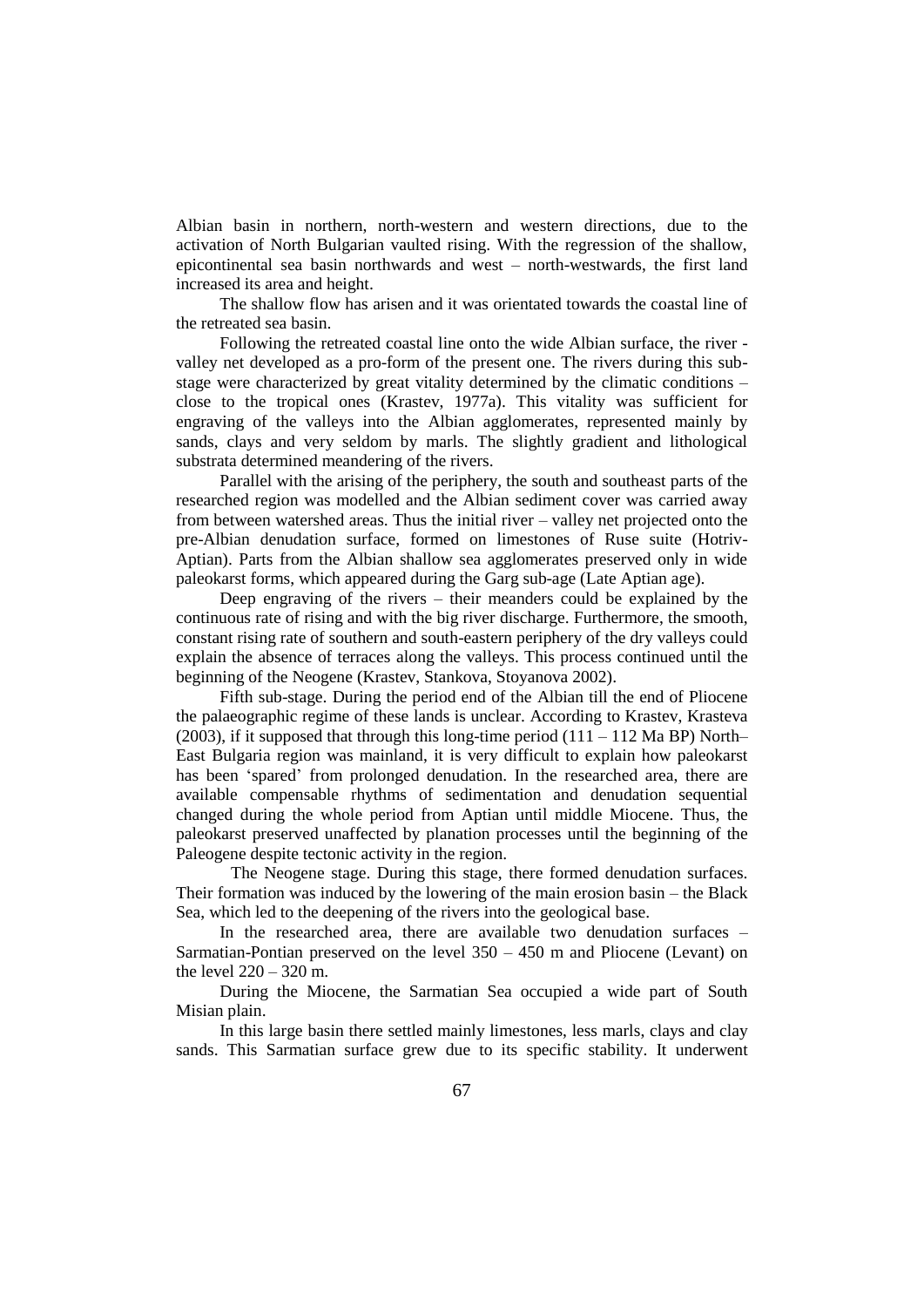Albian basin in northern, north-western and western directions, due to the activation of North Bulgarian vaulted rising. With the regression of the shallow, epicontinental sea basin northwards and west – north-westwards, the first land increased its area and height.

The shallow flow has arisen and it was orientated towards the coastal line of the retreated sea basin.

Following the retreated coastal line onto the wide Albian surface, the river - valley net developed as a pro-form of the present one. The rivers during this sub-stage were characterized by great vitality determined by the climatic conditions – close to the tropical ones (Krastev, 1977a). This vitality was sufficient for engraving of the valleys into the Albian agglomerates, represented mainly by sands, clays and very seldom by marls. The slightly gradient and lithological substrata determined meandering of the rivers.

Parallel with the arising of the periphery, the south and southeast parts of the researched region was modelled and the Albian sediment cover was carried away from between watershed areas. Thus the initial river – valley net projected onto the pre-Albian denudation surface, formed on limestones of Ruse suite (Hotriv-Aptian). Parts from the Albian shallow sea agglomerates preserved only in wide paleokarst forms, which appeared during the Garg sub-age (Late Aptian age).

Deep engraving of the rivers – their meanders could be explained by the continuous rate of rising and with the big river discharge. Furthermore, the smooth, constant rising rate of southern and south-eastern periphery of the dry valleys could explain the absence of terraces along the valleys. This process continued until the beginning of the Neogene (Krastev, Stankova, Stoyanova 2002).

Fifth sub-stage. During the period end of the Albian till the end of Pliocene the palaeographic regime of these lands is unclear. According to Krastev, Krasteva (2003), if it supposed that through this long-time period (111 – 112 Ma BP) North–East Bulgaria region was mainland, it is very difficult to explain how paleokarst has been 'spared' from prolonged denudation. In the researched area, there are available compensable rhythms of sedimentation and denudation sequential changed during the whole period from Aptian until middle Miocene. Thus, the paleokarst preserved unaffected by planation processes until the beginning of the Paleogene despite tectonic activity in the region.

The Neogene stage. During this stage, there formed denudation surfaces. Their formation was induced by the lowering of the main erosion basin – the Black Sea, which led to the deepening of the rivers into the geological base.

In the researched area, there are available two denudation surfaces – Sarmatian-Pontian preserved on the level 350 – 450 m and Pliocene (Levant) on the level 220 – 320 m.

During the Miocene, the Sarmatian Sea occupied a wide part of South Misian plain.

In this large basin there settled mainly limestones, less marls, clays and clay sands. This Sarmatian surface grew due to its specific stability. It underwent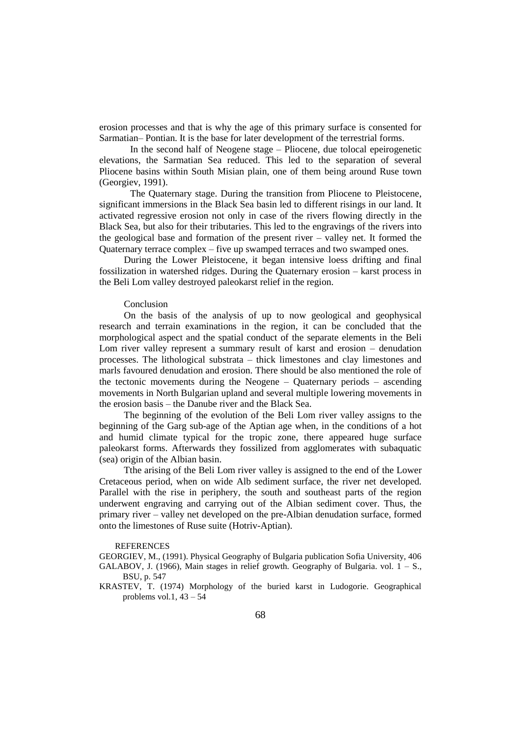erosion processes and that is why the age of this primary surface is consented for Sarmatian– Pontian. It is the base for later development of the terrestrial forms.

In the second half of Neogene stage – Pliocene, due tolocal epeirogenetic elevations, the Sarmatian Sea reduced. This led to the separation of several Pliocene basins within South Misian plain, one of them being around Ruse town (Georgiev, 1991).

The Quaternary stage. During the transition from Pliocene to Pleistocene, significant immersions in the Black Sea basin led to different risings in our land. It activated regressive erosion not only in case of the rivers flowing directly in the Black Sea, but also for their tributaries. This led to the engravings of the rivers into the geological base and formation of the present river – valley net. It formed the Quaternary terrace complex – five up swamped terraces and two swamped ones.

During the Lower Pleistocene, it began intensive loess drifting and final fossilization in watershed ridges. During the Quaternary erosion – karst process in the Beli Lom valley destroyed paleokarst relief in the region.

## Conclusion

On the basis of the analysis of up to now geological and geophysical research and terrain examinations in the region, it can be concluded that the morphological aspect and the spatial conduct of the separate elements in the Beli Lom river valley represent a summary result of karst and erosion – denudation processes. The lithological substrata – thick limestones and clay limestones and marls favoured denudation and erosion. There should be also mentioned the role of the tectonic movements during the Neogene – Quaternary periods – ascending movements in North Bulgarian upland and several multiple lowering movements in the erosion basis – the Danube river and the Black Sea.

The beginning of the evolution of the Beli Lom river valley assigns to the beginning of the Garg sub-age of the Aptian age when, in the conditions of a hot and humid climate typical for the tropic zone, there appeared huge surface paleokarst forms. Afterwards they fossilized from agglomerates with subaquatic (sea) origin of the Albian basin.

Tthe arising of the Beli Lom river valley is assigned to the end of the Lower Cretaceous period, when on wide Alb sediment surface, the river net developed. Parallel with the rise in periphery, the south and southeast parts of the region underwent engraving and carrying out of the Albian sediment cover. Thus, the primary river – valley net developed on the pre-Albian denudation surface, formed onto the limestones of Ruse suite (Hotriv-Aptian).

## REFERENCES

GEORGIEV, M., (1991). Physical Geography of Bulgaria publication Sofia University, 406

GALABOV, J. (1966), Main stages in relief growth. Geography of Bulgaria. vol. 1 – S., BSU, p. 547

KRASTEV, T. (1974) Morphology of the buried karst in Ludogorie. Geographical problems vol.1, 43 – 54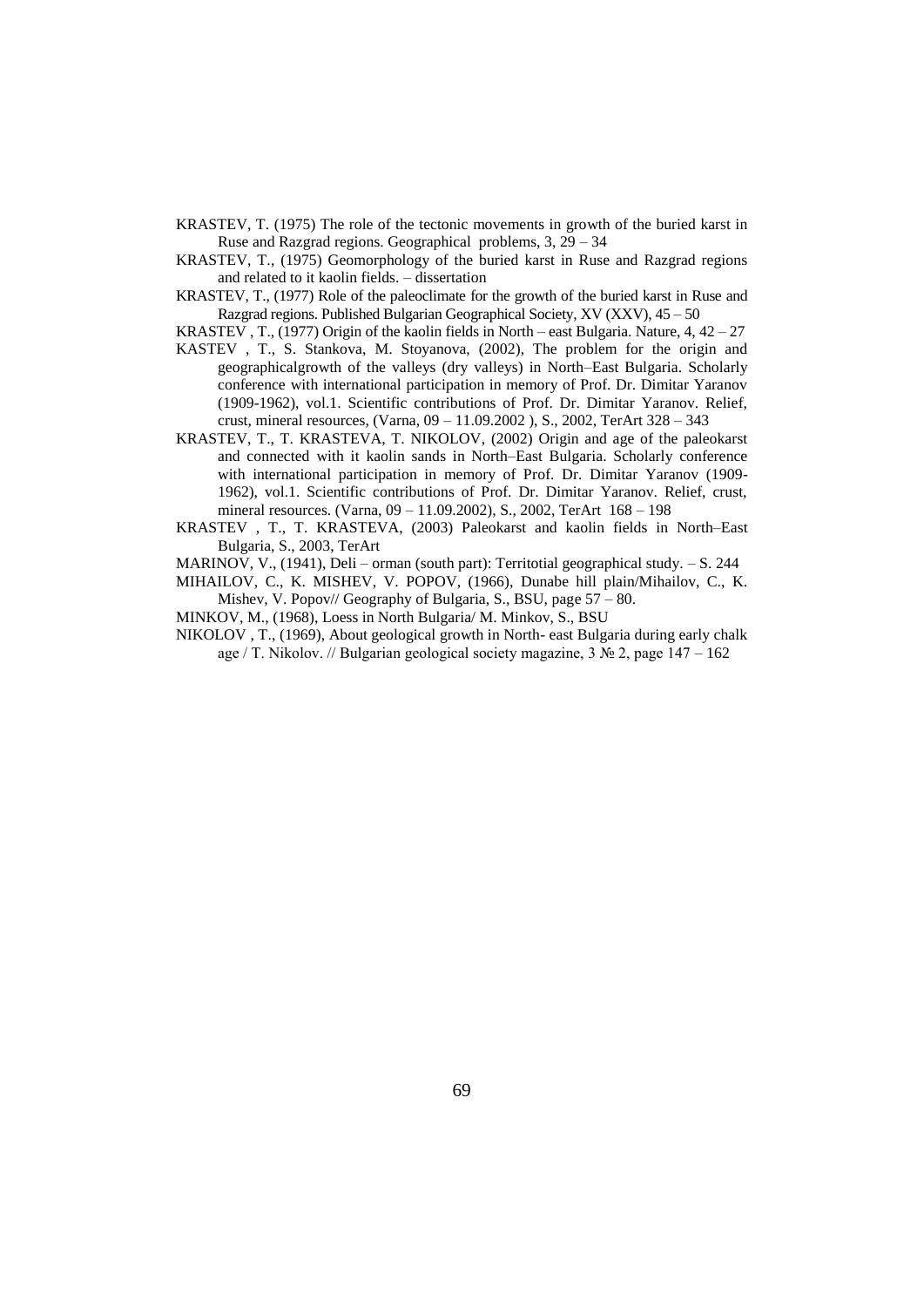KRASTEV, T. (1975) The role of the tectonic movements in growth of the buried karst in Ruse and Razgrad regions. Geographical problems, 3, 29 – 34

KRASTEV, T., (1975) Geomorphology of the buried karst in Ruse and Razgrad regions and related to it kaolin fields. – dissertation

KRASTEV, T., (1977) Role of the paleoclimate for the growth of the buried karst in Ruse and Razgrad regions. Published Bulgarian Geographical Society, XV (XXV), 45 – 50

KRASTEV , T., (1977) Origin of the kaolin fields in North – east Bulgaria. Nature, 4, 42 – 27

KASTEV , T., S. Stankova, M. Stoyanova, (2002), The problem for the origin and geographicalgrowth of the valleys (dry valleys) in North–East Bulgaria. Scholarly conference with international participation in memory of Prof. Dr. Dimitar Yaranov (1909-1962), vol.1. Scientific contributions of Prof. Dr. Dimitar Yaranov. Relief, crust, mineral resources, (Varna, 09 – 11.09.2002 ), S., 2002, TerArt 328 – 343

KRASTEV, T., T. KRASTEVA, T. NIKOLOV, (2002) Origin and age of the paleokarst and connected with it kaolin sands in North–East Bulgaria. Scholarly conference with international participation in memory of Prof. Dr. Dimitar Yaranov (1909-1962), vol.1. Scientific contributions of Prof. Dr. Dimitar Yaranov. Relief, crust, mineral resources. (Varna, 09 – 11.09.2002), S., 2002, TerArt 168 – 198

KRASTEV , T., T. KRASTEVA, (2003) Paleokarst and kaolin fields in North–East Bulgaria, S., 2003, TerArt

MARINOV, V., (1941), Deli – orman (south part): Territotial geographical study. – S. 244

MIHAILOV, C., K. MISHEV, V. POPOV, (1966), Dunabe hill plain/Mihailov, C., K. Mishev, V. Popov// Geography of Bulgaria, S., BSU, page 57 – 80.

MINKOV, M., (1968), Loess in North Bulgaria/ M. Minkov, S., BSU

NIKOLOV , T., (1969), About geological growth in North- east Bulgaria during early chalk age / T. Nikolov. // Bulgarian geological society magazine, 3 № 2, page 147 – 162